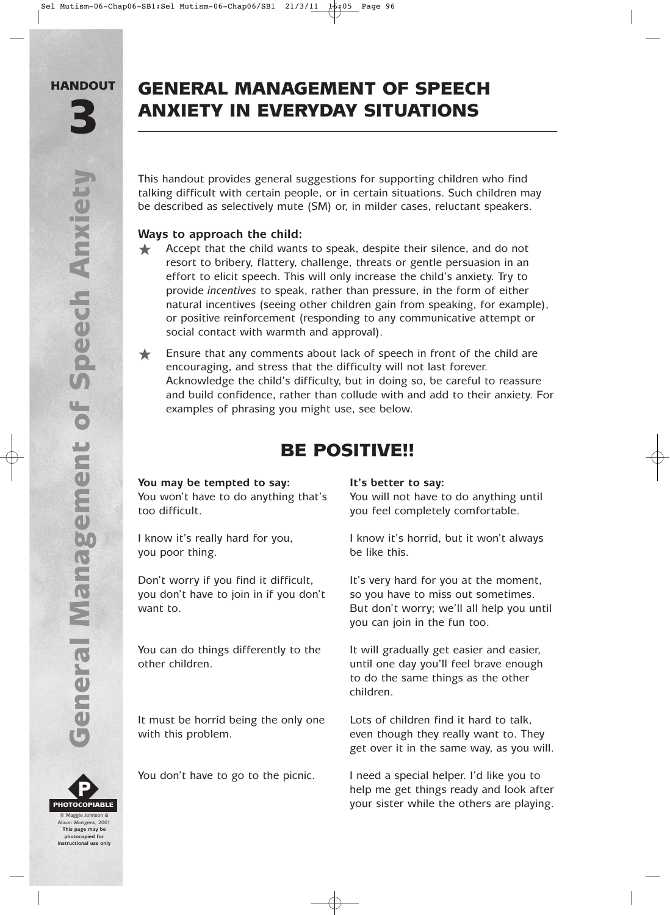# HANDOUT 3

# GENERAL MANAGEMENT OF SPEECH ANXIETY IN EVERYDAY SITUATIONS

This handout provides general suggestions for supporting children who find talking difficult with certain people, or in certain situations. Such children may be described as selectively mute (SM) or, in milder cases, reluctant speakers.

**Ways to approach the child:**

★ Accept that the child wants to speak, despite their silence, and do not resort to bribery, flattery, challenge, threats or gentle persuasion in an effort to elicit speech. This will only increase the child's anxiety. Try to provide *incentives* to speak, rather than pressure, in the form of either natural incentives (seeing other children gain from speaking, for example), or positive reinforcement (responding to any communicative attempt or social contact with warmth and approval).

★ Ensure that any comments about lack of speech in front of the child are encouraging, and stress that the difficulty will not last forever. Acknowledge the child's difficulty, but in doing so, be careful to reassure and build confidence, rather than collude with and add to their anxiety. For examples of phrasing you might use, see below.

## BE POSITIVE!!

| You may be tempted to say: | It's better to say: |
|---|---|
| You won't have to do anything that's too difficult. | You will not have to do anything until you feel completely comfortable. |
| I know it's really hard for you, you poor thing. | I know it's horrid, but it won't always be like this. |
| Don't worry if you find it difficult, you don't have to join in if you don't want to. | It's very hard for you at the moment, so you have to miss out sometimes. But don't worry; we'll all help you until you can join in the fun too. |
| You can do things differently to the other children. | It will gradually get easier and easier, until one day you'll feel brave enough to do the same things as the other children. |
| It must be horrid being the only one with this problem. | Lots of children find it hard to talk, even though they really want to. They get over it in the same way, as you will. |
| You don't have to go to the picnic. | I need a special helper. I'd like you to help me get things ready and look after your sister while the others are playing. |

PHOTOCOPIABLE
© Maggie Johnson & Alison Wintgens, 2001
This page may be photocopied for instructional use only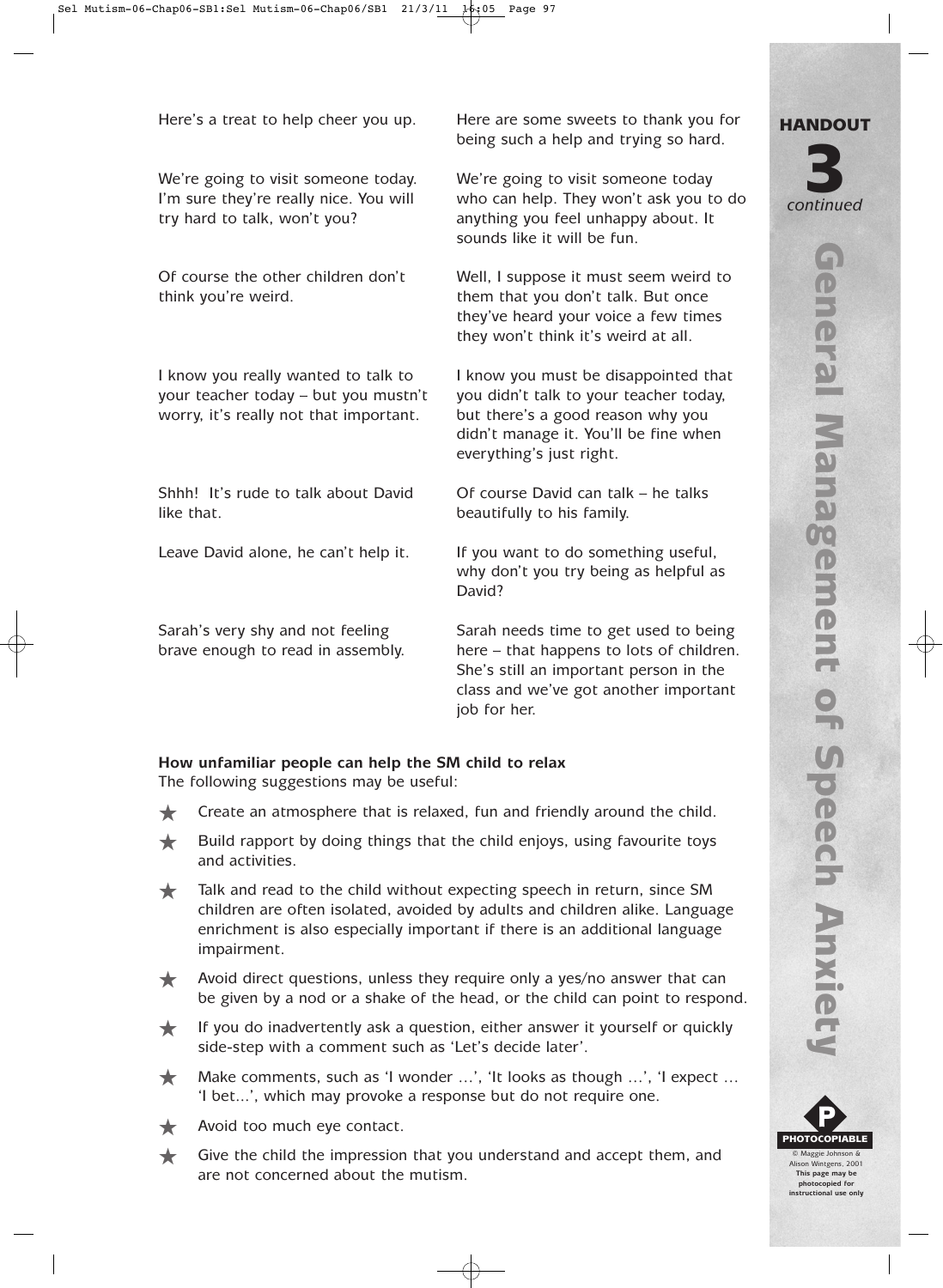| | |
|---|---|
| Here's a treat to help cheer you up. | Here are some sweets to thank you for being such a help and trying so hard. |
| We're going to visit someone today. I'm sure they're really nice. You will try hard to talk, won't you? | We're going to visit someone today who can help. They won't ask you to do anything you feel unhappy about. It sounds like it will be fun. |
| Of course the other children don't think you're weird. | Well, I suppose it must seem weird to them that you don't talk. But once they've heard your voice a few times they won't think it's weird at all. |
| I know you really wanted to talk to your teacher today – but you mustn't worry, it's really not that important. | I know you must be disappointed that you didn't talk to your teacher today, but there's a good reason why you didn't manage it. You'll be fine when everything's just right. |
| Shhh! It's rude to talk about David like that. | Of course David can talk – he talks beautifully to his family. |
| Leave David alone, he can't help it. | If you want to do something useful, why don't you try being as helpful as David? |
| Sarah's very shy and not feeling brave enough to read in assembly. | Sarah needs time to get used to being here – that happens to lots of children. She's still an important person in the class and we've got another important job for her. |

**How unfamiliar people can help the SM child to relax**

The following suggestions may be useful:

- Create an atmosphere that is relaxed, fun and friendly around the child.
- Build rapport by doing things that the child enjoys, using favourite toys and activities.
- Talk and read to the child without expecting speech in return, since SM children are often isolated, avoided by adults and children alike. Language enrichment is also especially important if there is an additional language impairment.
- Avoid direct questions, unless they require only a yes/no answer that can be given by a nod or a shake of the head, or the child can point to respond.
- If you do inadvertently ask a question, either answer it yourself or quickly side-step with a comment such as 'Let's decide later'.
- Make comments, such as 'I wonder …', 'It looks as though …', 'I expect … 'I bet…', which may provoke a response but do not require one.
- Avoid too much eye contact.
- Give the child the impression that you understand and accept them, and are not concerned about the mutism.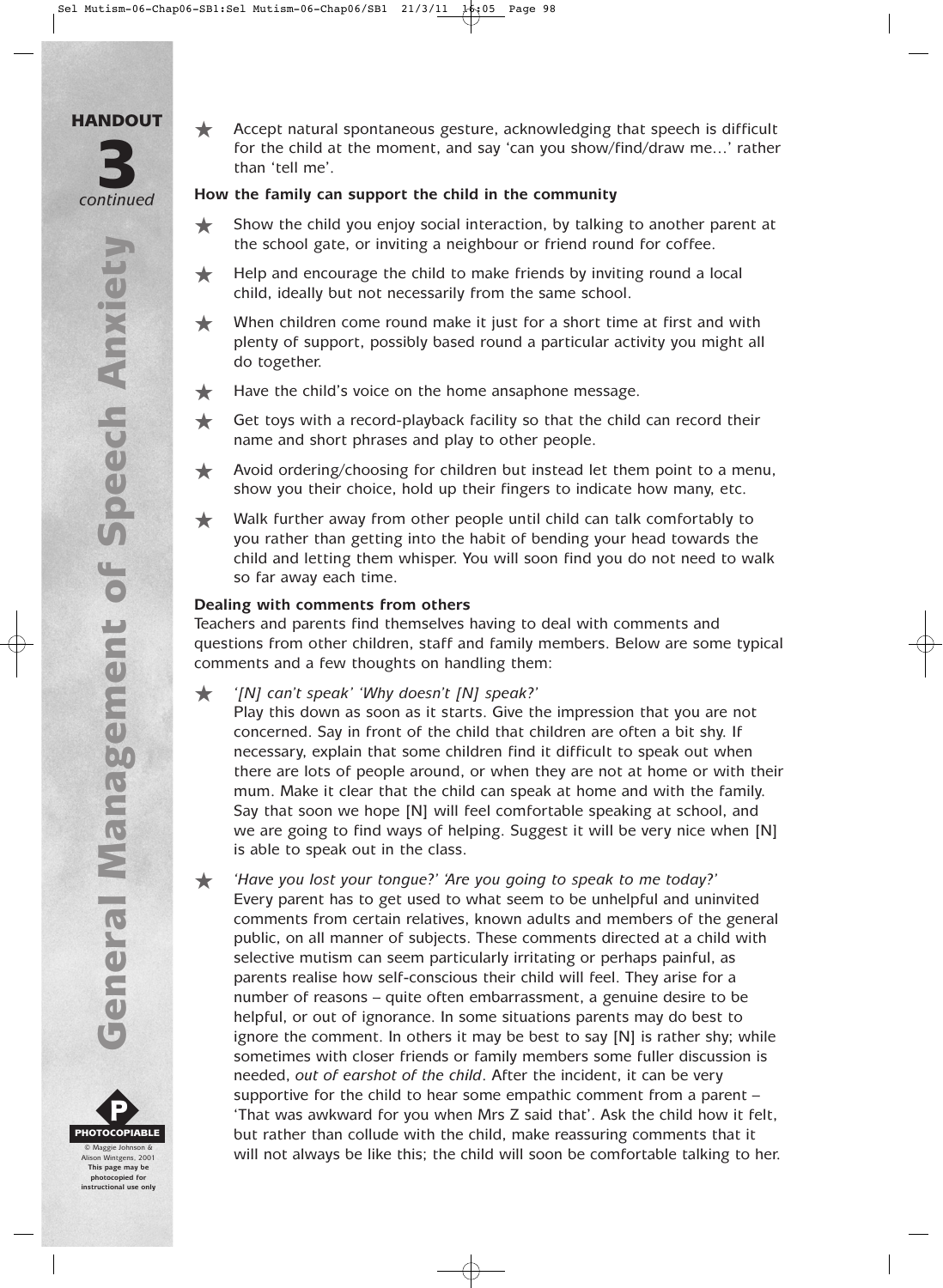- Accept natural spontaneous gesture, acknowledging that speech is difficult for the child at the moment, and say 'can you show/find/draw me…' rather than 'tell me'.

**How the family can support the child in the community**

- Show the child you enjoy social interaction, by talking to another parent at the school gate, or inviting a neighbour or friend round for coffee.
- Help and encourage the child to make friends by inviting round a local child, ideally but not necessarily from the same school.
- When children come round make it just for a short time at first and with plenty of support, possibly based round a particular activity you might all do together.
- Have the child's voice on the home ansaphone message.
- Get toys with a record-playback facility so that the child can record their name and short phrases and play to other people.
- Avoid ordering/choosing for children but instead let them point to a menu, show you their choice, hold up their fingers to indicate how many, etc.
- Walk further away from other people until child can talk comfortably to you rather than getting into the habit of bending your head towards the child and letting them whisper. You will soon find you do not need to walk so far away each time.

**Dealing with comments from others**

Teachers and parents find themselves having to deal with comments and questions from other children, staff and family members. Below are some typical comments and a few thoughts on handling them:

- *'[N] can't speak' 'Why doesn't [N] speak?'*
  Play this down as soon as it starts. Give the impression that you are not concerned. Say in front of the child that children are often a bit shy. If necessary, explain that some children find it difficult to speak out when there are lots of people around, or when they are not at home or with their mum. Make it clear that the child can speak at home and with the family. Say that soon we hope [N] will feel comfortable speaking at school, and we are going to find ways of helping. Suggest it will be very nice when [N] is able to speak out in the class.
- *'Have you lost your tongue?' 'Are you going to speak to me today?'*
  Every parent has to get used to what seem to be unhelpful and uninvited comments from certain relatives, known adults and members of the general public, on all manner of subjects. These comments directed at a child with selective mutism can seem particularly irritating or perhaps painful, as parents realise how self-conscious their child will feel. They arise for a number of reasons – quite often embarrassment, a genuine desire to be helpful, or out of ignorance. In some situations parents may do best to ignore the comment. In others it may be best to say [N] is rather shy; while sometimes with closer friends or family members some fuller discussion is needed, *out of earshot of the child*. After the incident, it can be very supportive for the child to hear some empathic comment from a parent – 'That was awkward for you when Mrs Z said that'. Ask the child how it felt, but rather than collude with the child, make reassuring comments that it will not always be like this; the child will soon be comfortable talking to her.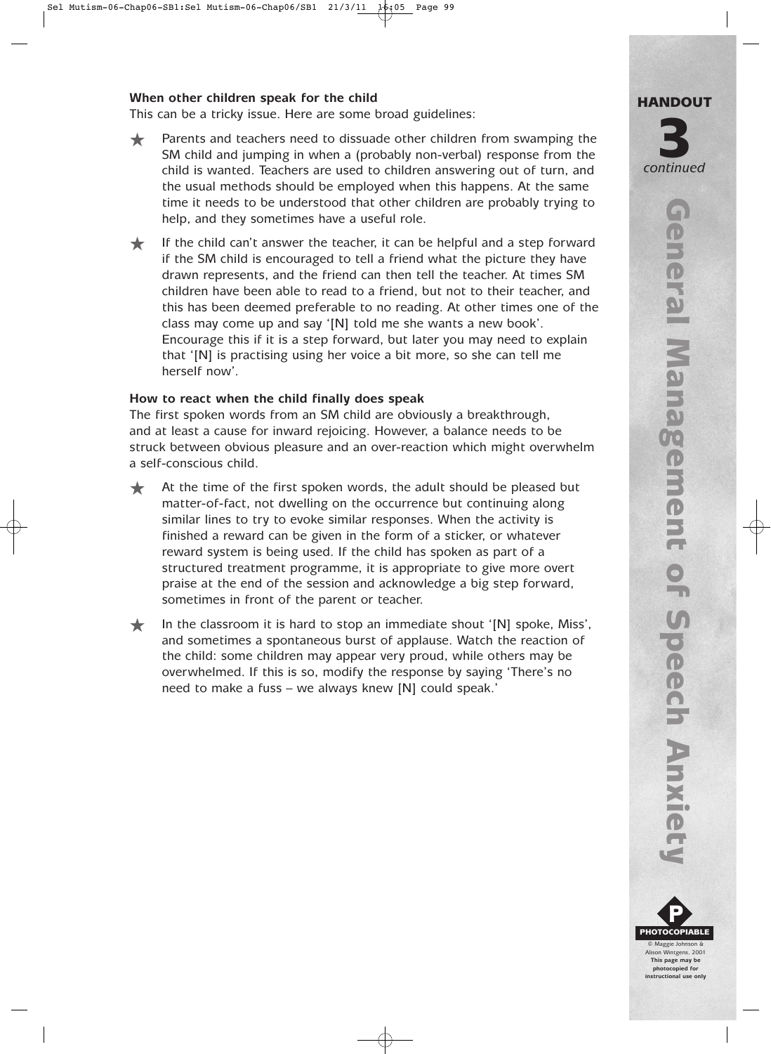### When other children speak for the child

This can be a tricky issue. Here are some broad guidelines:

- Parents and teachers need to dissuade other children from swamping the SM child and jumping in when a (probably non-verbal) response from the child is wanted. Teachers are used to children answering out of turn, and the usual methods should be employed when this happens. At the same time it needs to be understood that other children are probably trying to help, and they sometimes have a useful role.
- If the child can't answer the teacher, it can be helpful and a step forward if the SM child is encouraged to tell a friend what the picture they have drawn represents, and the friend can then tell the teacher. At times SM children have been able to read to a friend, but not to their teacher, and this has been deemed preferable to no reading. At other times one of the class may come up and say '[N] told me she wants a new book'. Encourage this if it is a step forward, but later you may need to explain that '[N] is practising using her voice a bit more, so she can tell me herself now'.

### How to react when the child finally does speak

The first spoken words from an SM child are obviously a breakthrough, and at least a cause for inward rejoicing. However, a balance needs to be struck between obvious pleasure and an over-reaction which might overwhelm a self-conscious child.

- At the time of the first spoken words, the adult should be pleased but matter-of-fact, not dwelling on the occurrence but continuing along similar lines to try to evoke similar responses. When the activity is finished a reward can be given in the form of a sticker, or whatever reward system is being used. If the child has spoken as part of a structured treatment programme, it is appropriate to give more overt praise at the end of the session and acknowledge a big step forward, sometimes in front of the parent or teacher.
- In the classroom it is hard to stop an immediate shout '[N] spoke, Miss', and sometimes a spontaneous burst of applause. Watch the reaction of the child: some children may appear very proud, while others may be overwhelmed. If this is so, modify the response by saying 'There's no need to make a fuss – we always knew [N] could speak.'

**HANDOUT 3** *continued*

**General Management of Speech Anxiety**

PHOTOCOPIABLE
© Maggie Johnson & Alison Wintgens, 2001
**This page may be photocopied for instructional use only**